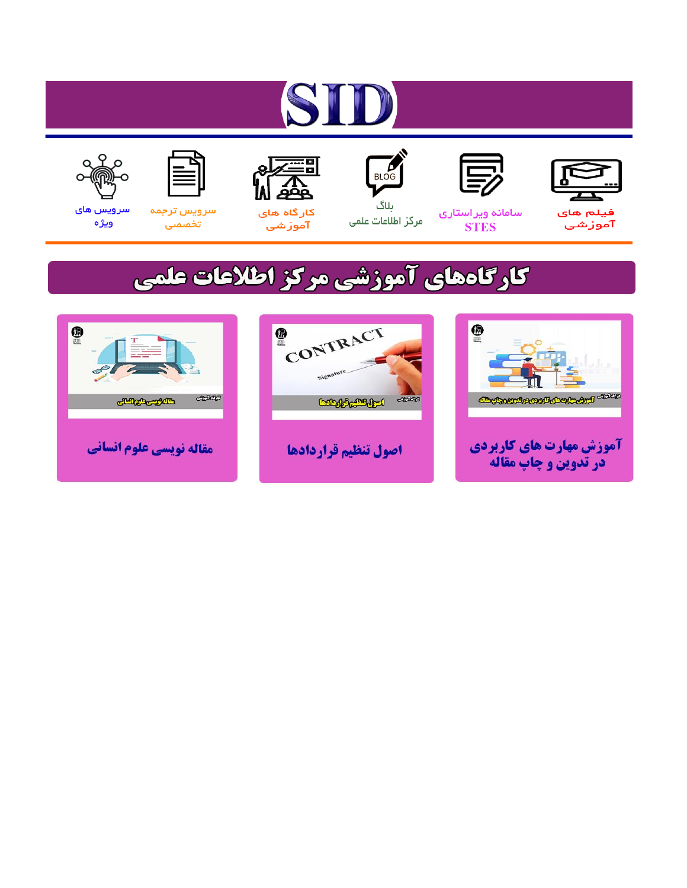# SID

فیلم های آموزشی

سامانه ویراستاری STES

بلاگ مرکز اطلاعات علمی

کارگاه های آموزشی

سرویس ترجمه تخصصی

سرویس های ویژه

## کارگاه‌های آموزشی مرکز اطلاعات علمی

آموزش مهارت های کاربردی در تدوین و چاپ مقاله

اصول تنظیم قراردادها

مقاله نویسی علوم انسانی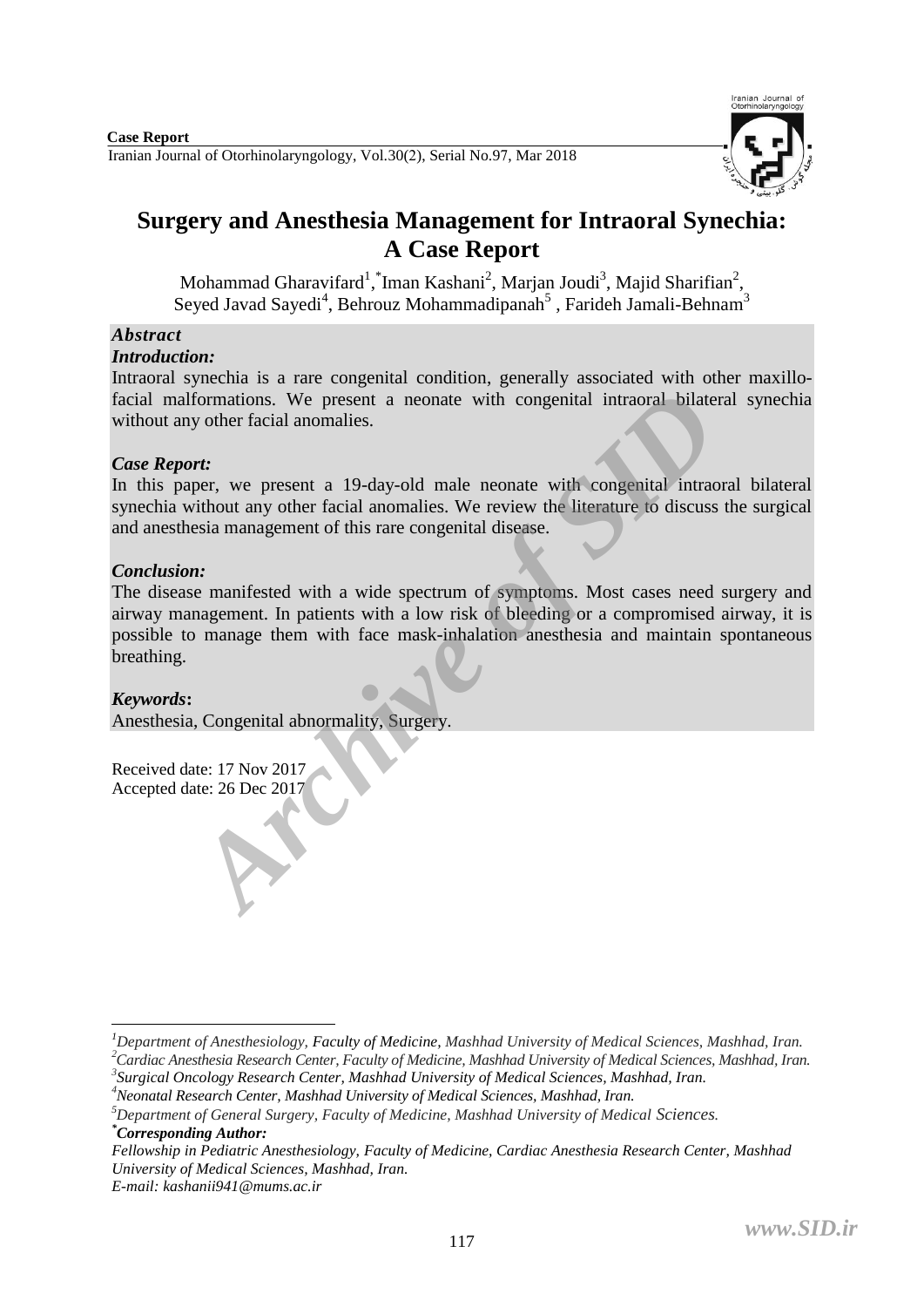**Case Report**

# Surgery and Anesthesia Management for Intraoral Synechia: A Case Report

Mohammad Gharavifard[1], *Iman Kashani[2], Marjan Joudi[3], Majid Sharifian[2], Seyed Javad Sayedi[4], Behrouz Mohammadipanah[5] , Farideh Jamali-Behnam[3]

## *Abstract*

### *Introduction:*

Intraoral synechia is a rare congenital condition, generally associated with other maxillo-facial malformations. We present a neonate with congenital intraoral bilateral synechia without any other facial anomalies.

### *Case Report:*

In this paper, we present a 19-day-old male neonate with congenital intraoral bilateral synechia without any other facial anomalies. We review the literature to discuss the surgical and anesthesia management of this rare congenital disease.

### *Conclusion:*

The disease manifested with a wide spectrum of symptoms. Most cases need surgery and airway management. In patients with a low risk of bleeding or a compromised airway, it is possible to manage them with face mask-inhalation anesthesia and maintain spontaneous breathing.

### *Keywords***:**

Anesthesia, Congenital abnormality, Surgery.

Received date: 17 Nov 2017
Accepted date: 26 Dec 2017

---

[1] *Department of Anesthesiology, Faculty of Medicine, Mashhad University of Medical Sciences, Mashhad, Iran.*
[2] *Cardiac Anesthesia Research Center, Faculty of Medicine, Mashhad University of Medical Sciences, Mashhad, Iran.*
[3] *Surgical Oncology Research Center, Mashhad University of Medical Sciences, Mashhad, Iran.*
[4] *Neonatal Research Center, Mashhad University of Medical Sciences, Mashhad, Iran.*
[5] *Department of General Surgery, Faculty of Medicine, Mashhad University of Medical Sciences.*

****Corresponding Author:***
*Fellowship in Pediatric Anesthesiology, Faculty of Medicine, Cardiac Anesthesia Research Center, Mashhad University of Medical Sciences, Mashhad, Iran.*
*E-mail: kashanii941@mums.ac.ir*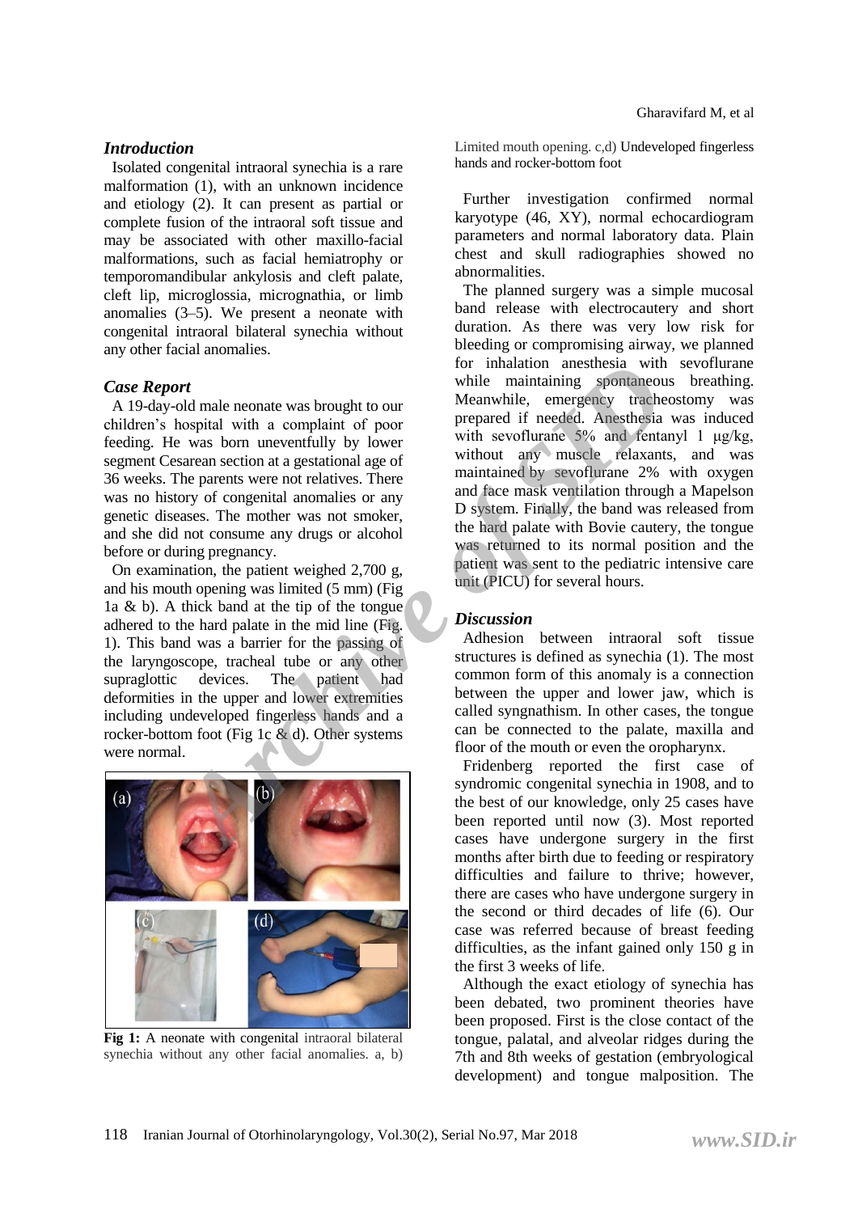### *Introduction*

Isolated congenital intraoral synechia is a rare malformation (1), with an unknown incidence and etiology (2). It can present as partial or complete fusion of the intraoral soft tissue and may be associated with other maxillo-facial malformations, such as facial hemiatrophy or temporomandibular ankylosis and cleft palate, cleft lip, microglossia, micrognathia, or limb anomalies (3–5). We present a neonate with congenital intraoral bilateral synechia without any other facial anomalies.

### *Case Report*

A 19-day-old male neonate was brought to our children's hospital with a complaint of poor feeding. He was born uneventfully by lower segment Cesarean section at a gestational age of 36 weeks. The parents were not relatives. There was no history of congenital anomalies or any genetic diseases. The mother was not smoker, and she did not consume any drugs or alcohol before or during pregnancy.

On examination, the patient weighed 2,700 g, and his mouth opening was limited (5 mm) (Fig 1a & b). A thick band at the tip of the tongue adhered to the hard palate in the mid line (Fig. 1). This band was a barrier for the passing of the laryngoscope, tracheal tube or any other supraglottic devices. The patient had deformities in the upper and lower extremities including undeveloped fingerless hands and a rocker-bottom foot (Fig 1c & d). Other systems were normal.

**Fig 1:** A neonate with congenital intraoral bilateral synechia without any other facial anomalies. a, b) Limited mouth opening. c,d) Undeveloped fingerless hands and rocker-bottom foot

Further investigation confirmed normal karyotype (46, XY), normal echocardiogram parameters and normal laboratory data. Plain chest and skull radiographies showed no abnormalities.

The planned surgery was a simple mucosal band release with electrocautery and short duration. As there was very low risk for bleeding or compromising airway, we planned for inhalation anesthesia with sevoflurane while maintaining spontaneous breathing. Meanwhile, emergency tracheostomy was prepared if needed. Anesthesia was induced with sevoflurane 5% and fentanyl 1 μg/kg, without any muscle relaxants, and was maintained by sevoflurane 2% with oxygen and face mask ventilation through a Mapelson D system. Finally, the band was released from the hard palate with Bovie cautery, the tongue was returned to its normal position and the patient was sent to the pediatric intensive care unit (PICU) for several hours.

### *Discussion*

Adhesion between intraoral soft tissue structures is defined as synechia (1). The most common form of this anomaly is a connection between the upper and lower jaw, which is called syngnathism. In other cases, the tongue can be connected to the palate, maxilla and floor of the mouth or even the oropharynx.

Fridenberg reported the first case of syndromic congenital synechia in 1908, and to the best of our knowledge, only 25 cases have been reported until now (3). Most reported cases have undergone surgery in the first months after birth due to feeding or respiratory difficulties and failure to thrive; however, there are cases who have undergone surgery in the second or third decades of life (6). Our case was referred because of breast feeding difficulties, as the infant gained only 150 g in the first 3 weeks of life.

Although the exact etiology of synechia has been debated, two prominent theories have been proposed. First is the close contact of the tongue, palatal, and alveolar ridges during the 7th and 8th weeks of gestation (embryological development) and tongue malposition. The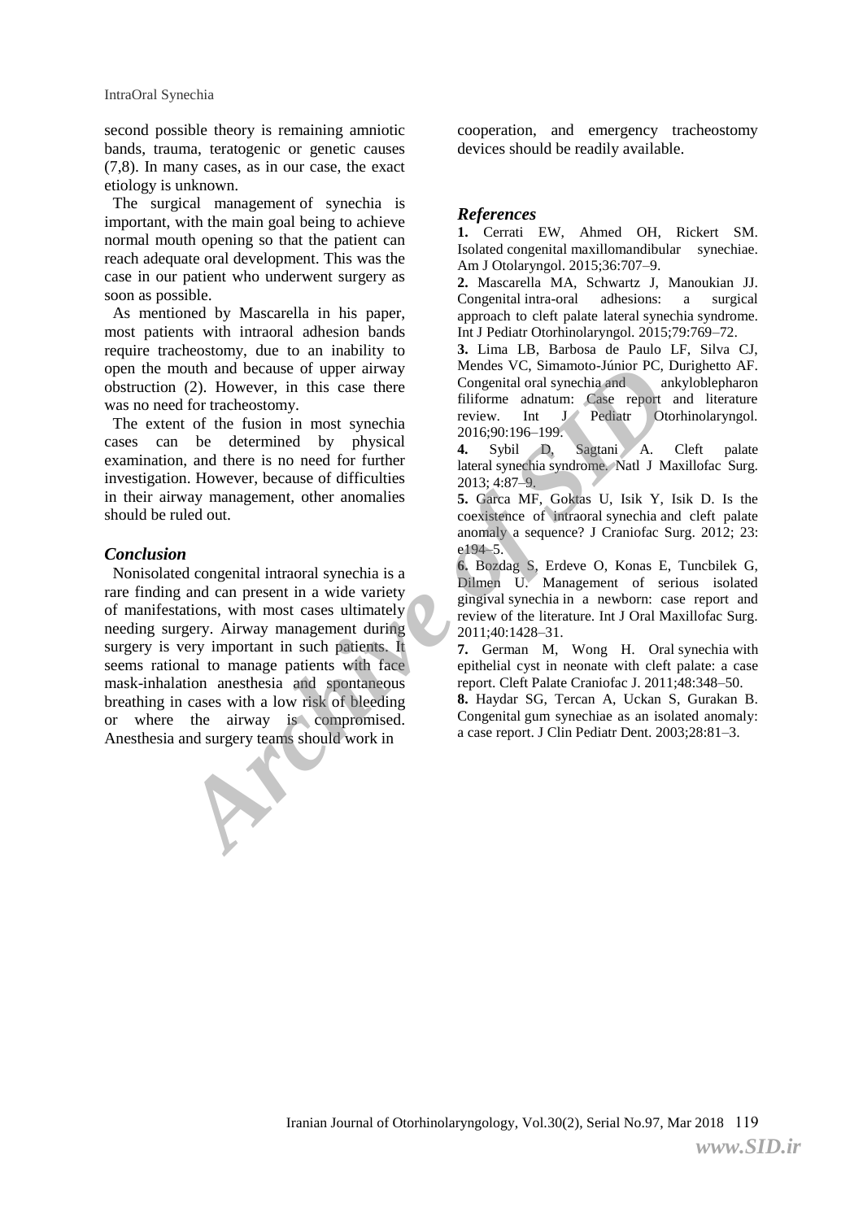second possible theory is remaining amniotic bands, trauma, teratogenic or genetic causes (7,8). In many cases, as in our case, the exact etiology is unknown.

The surgical management of synechia is important, with the main goal being to achieve normal mouth opening so that the patient can reach adequate oral development. This was the case in our patient who underwent surgery as soon as possible.

As mentioned by Mascarella in his paper, most patients with intraoral adhesion bands require tracheostomy, due to an inability to open the mouth and because of upper airway obstruction (2). However, in this case there was no need for tracheostomy.

The extent of the fusion in most synechia cases can be determined by physical examination, and there is no need for further investigation. However, because of difficulties in their airway management, other anomalies should be ruled out.

## *Conclusion*

Nonisolated congenital intraoral synechia is a rare finding and can present in a wide variety of manifestations, with most cases ultimately needing surgery. Airway management during surgery is very important in such patients. It seems rational to manage patients with face mask-inhalation anesthesia and spontaneous breathing in cases with a low risk of bleeding or where the airway is compromised. Anesthesia and surgery teams should work in cooperation, and emergency tracheostomy devices should be readily available.

## *References*

**1.** Cerrati EW, Ahmed OH, Rickert SM. Isolated congenital maxillomandibular synechiae. Am J Otolaryngol. 2015;36:707–9.

**2.** Mascarella MA, Schwartz J, Manoukian JJ. Congenital intra-oral adhesions: a surgical approach to cleft palate lateral synechia syndrome. Int J Pediatr Otorhinolaryngol. 2015;79:769–72.

**3.** Lima LB, Barbosa de Paulo LF, Silva CJ, Mendes VC, Simamoto-Júnior PC, Durighetto AF. Congenital oral synechia and ankyloblepharon filiforme adnatum: Case report and literature review. Int J Pediatr Otorhinolaryngol. 2016;90:196–199.

**4.** Sybil D, Sagtani A. Cleft palate lateral synechia syndrome. Natl J Maxillofac Surg. 2013; 4:87–9.

**5.** Garca MF, Goktas U, Isik Y, Isik D. Is the coexistence of intraoral synechia and cleft palate anomaly a sequence? J Craniofac Surg. 2012; 23: e194–5.

**6.** Bozdag S, Erdeve O, Konas E, Tuncbilek G, Dilmen U. Management of serious isolated gingival synechia in a newborn: case report and review of the literature. Int J Oral Maxillofac Surg. 2011;40:1428–31.

**7.** German M, Wong H. Oral synechia with epithelial cyst in neonate with cleft palate: a case report. Cleft Palate Craniofac J. 2011;48:348–50.

**8.** Haydar SG, Tercan A, Uckan S, Gurakan B. Congenital gum synechiae as an isolated anomaly: a case report. J Clin Pediatr Dent. 2003;28:81–3.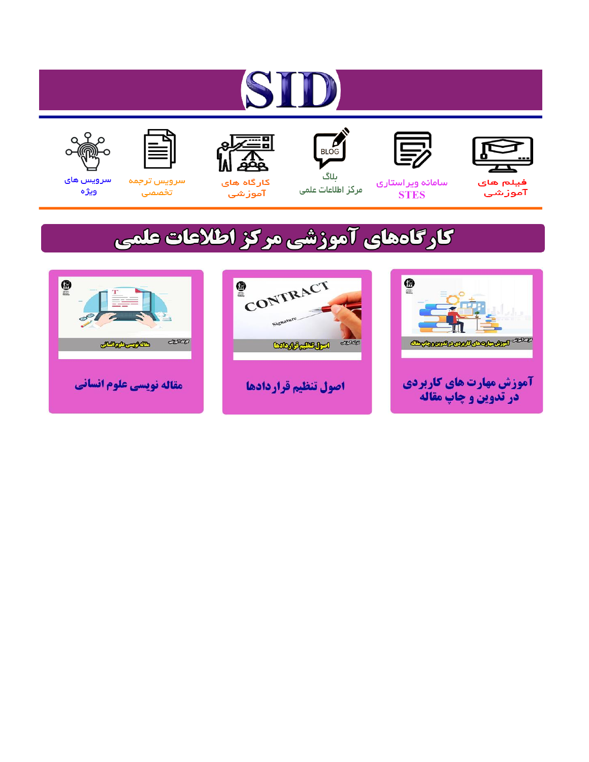# SID

فیلم های آموزشی

سامانه ویراستاری STES

بلاگ مرکز اطلاعات علمی

کارگاه های آموزشی

سرویس ترجمه تخصصی

سرویس های ویژه

## کارگاه‌های آموزشی مرکز اطلاعات علمی

آموزش مهارت های کاربردی در تدوین و چاپ مقاله

اصول تنظیم قراردادها

مقاله نویسی علوم انسانی